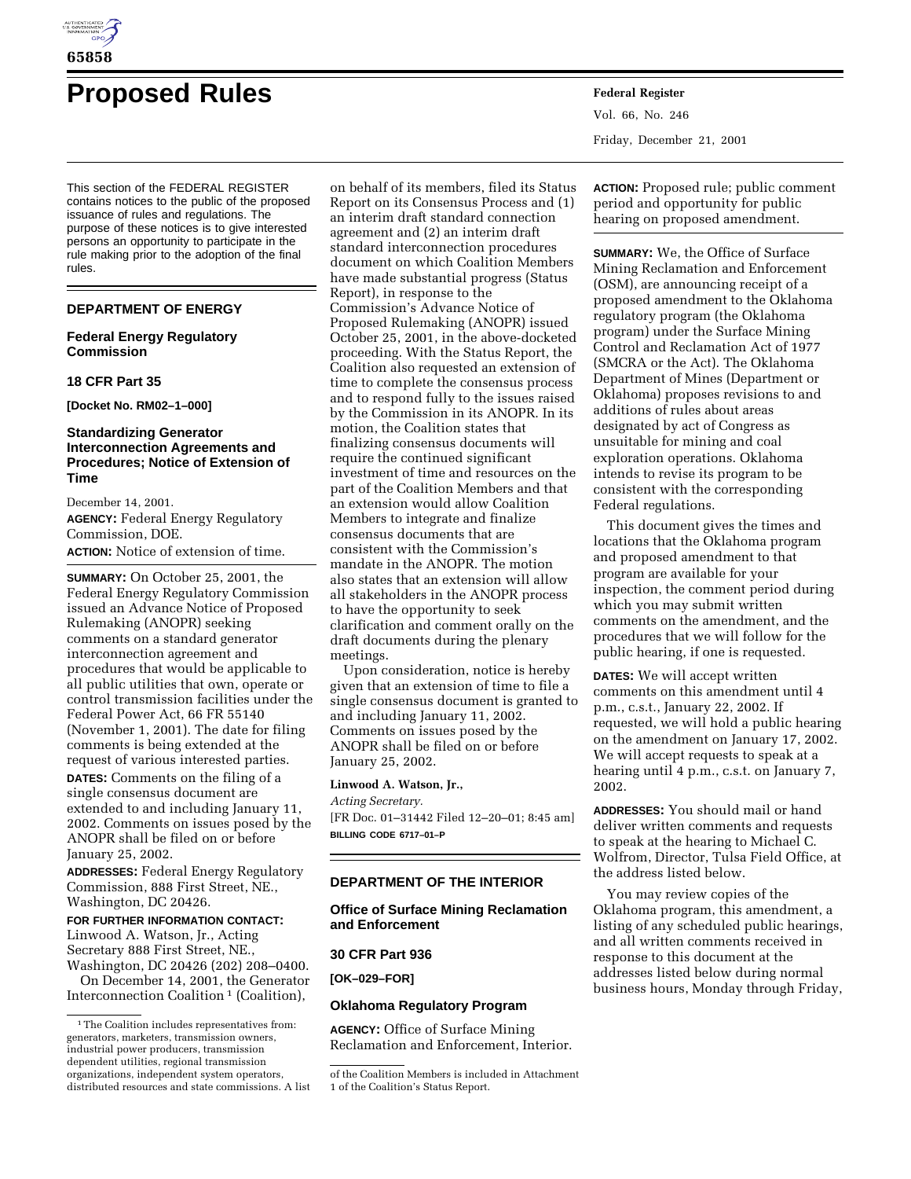# Proposed Rules

This section of the FEDERAL REGISTER contains notices to the public of the proposed issuance of rules and regulations. The purpose of these notices is to give interested persons an opportunity to participate in the rule making prior to the adoption of the final rules.

## DEPARTMENT OF ENERGY

### Federal Energy Regulatory Commission

### 18 CFR Part 35

**[Docket No. RM02–1–000]**

### Standardizing Generator Interconnection Agreements and Procedures; Notice of Extension of Time

December 14, 2001.

**AGENCY:** Federal Energy Regulatory Commission, DOE.

**ACTION:** Notice of extension of time.

**SUMMARY:** On October 25, 2001, the Federal Energy Regulatory Commission issued an Advance Notice of Proposed Rulemaking (ANOPR) seeking comments on a standard generator interconnection agreement and procedures that would be applicable to all public utilities that own, operate or control transmission facilities under the Federal Power Act, 66 FR 55140 (November 1, 2001). The date for filing comments is being extended at the request of various interested parties.

**DATES:** Comments on the filing of a single consensus document are extended to and including January 11, 2002. Comments on issues posed by the ANOPR shall be filed on or before January 25, 2002.

**ADDRESSES:** Federal Energy Regulatory Commission, 888 First Street, NE., Washington, DC 20426.

**FOR FURTHER INFORMATION CONTACT:** Linwood A. Watson, Jr., Acting Secretary 888 First Street, NE., Washington, DC 20426 (202) 208–0400.

On December 14, 2001, the Generator Interconnection Coalition [1] (Coalition), on behalf of its members, filed its Status Report on its Consensus Process and (1) an interim draft standard connection agreement and (2) an interim draft standard interconnection procedures document on which Coalition Members have made substantial progress (Status Report), in response to the Commission's Advance Notice of Proposed Rulemaking (ANOPR) issued October 25, 2001, in the above-docketed proceeding. With the Status Report, the Coalition also requested an extension of time to complete the consensus process and to respond fully to the issues raised by the Commission in its ANOPR. In its motion, the Coalition states that finalizing consensus documents will require the continued significant investment of time and resources on the part of the Coalition Members and that an extension would allow Coalition Members to integrate and finalize consensus documents that are consistent with the Commission's mandate in the ANOPR. The motion also states that an extension will allow all stakeholders in the ANOPR process to have the opportunity to seek clarification and comment orally on the draft documents during the plenary meetings.

Upon consideration, notice is hereby given that an extension of time to file a single consensus document is granted to and including January 11, 2002. Comments on issues posed by the ANOPR shall be filed on or before January 25, 2002.

**Linwood A. Watson, Jr.,**

*Acting Secretary.*

[FR Doc. 01–31442 Filed 12–20–01; 8:45 am]

**BILLING CODE 6717–01–P**

[1] The Coalition includes representatives from: generators, marketers, transmission owners, industrial power producers, transmission dependent utilities, regional transmission organizations, independent system operators, distributed resources and state commissions. A list of the Coalition Members is included in Attachment 1 of the Coalition's Status Report.

## DEPARTMENT OF THE INTERIOR

### Office of Surface Mining Reclamation and Enforcement

### 30 CFR Part 936

**[OK–029–FOR]**

### Oklahoma Regulatory Program

**AGENCY:** Office of Surface Mining Reclamation and Enforcement, Interior.

**ACTION:** Proposed rule; public comment period and opportunity for public hearing on proposed amendment.

**SUMMARY:** We, the Office of Surface Mining Reclamation and Enforcement (OSM), are announcing receipt of a proposed amendment to the Oklahoma regulatory program (the Oklahoma program) under the Surface Mining Control and Reclamation Act of 1977 (SMCRA or the Act). The Oklahoma Department of Mines (Department or Oklahoma) proposes revisions to and additions of rules about areas designated by act of Congress as unsuitable for mining and coal exploration operations. Oklahoma intends to revise its program to be consistent with the corresponding Federal regulations.

This document gives the times and locations that the Oklahoma program and proposed amendment to that program are available for your inspection, the comment period during which you may submit written comments on the amendment, and the procedures that we will follow for the public hearing, if one is requested.

**DATES:** We will accept written comments on this amendment until 4 p.m., c.s.t., January 22, 2002. If requested, we will hold a public hearing on the amendment on January 17, 2002. We will accept requests to speak at a hearing until 4 p.m., c.s.t. on January 7, 2002.

**ADDRESSES:** You should mail or hand deliver written comments and requests to speak at the hearing to Michael C. Wolfrom, Director, Tulsa Field Office, at the address listed below.

You may review copies of the Oklahoma program, this amendment, a listing of any scheduled public hearings, and all written comments received in response to this document at the addresses listed below during normal business hours, Monday through Friday,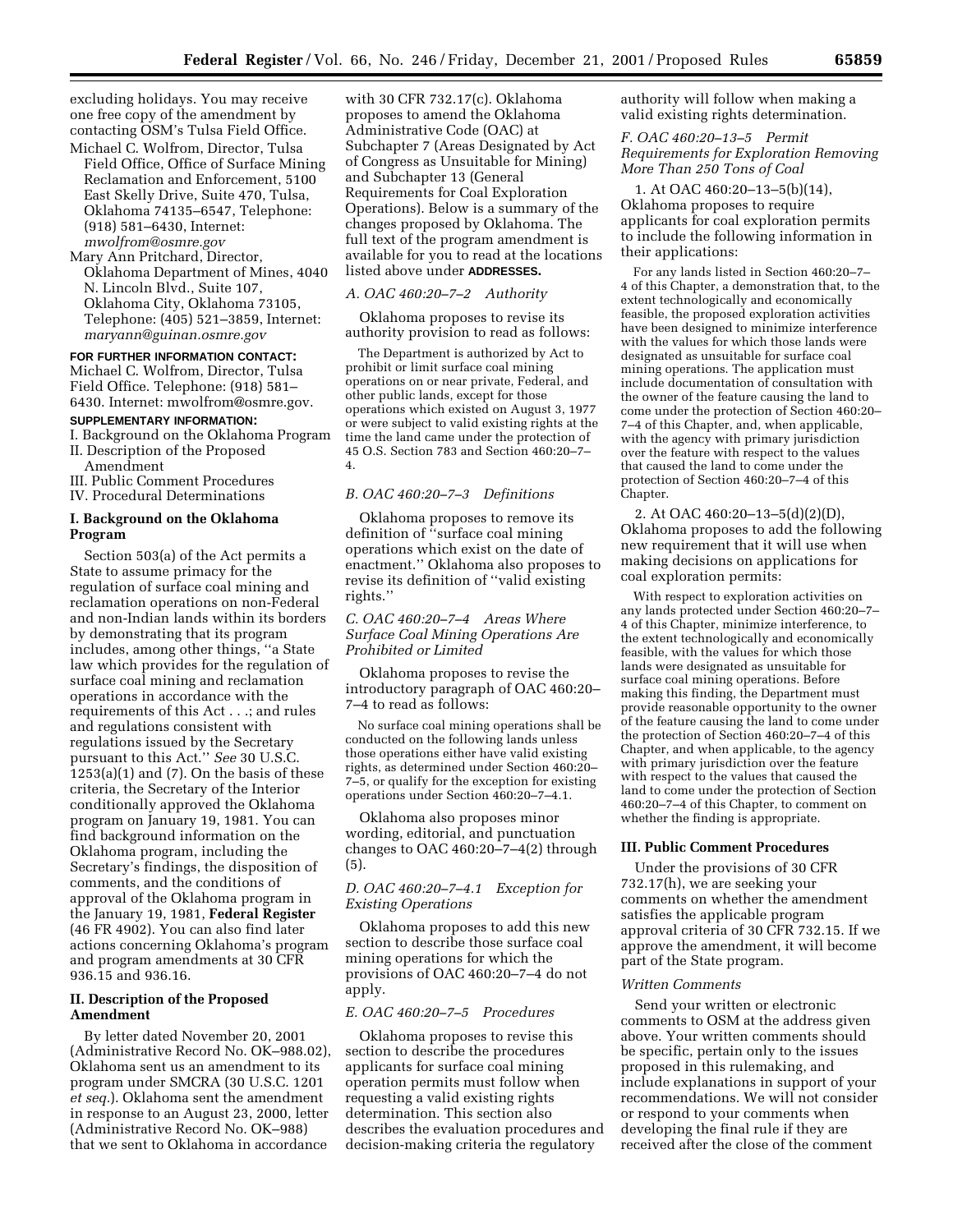excluding holidays. You may receive one free copy of the amendment by contacting OSM's Tulsa Field Office.

Michael C. Wolfrom, Director, Tulsa Field Office, Office of Surface Mining Reclamation and Enforcement, 5100 East Skelly Drive, Suite 470, Tulsa, Oklahoma 74135–6547, Telephone: (918) 581–6430, Internet: *mwolfrom@osmre.gov*

Mary Ann Pritchard, Director, Oklahoma Department of Mines, 4040 N. Lincoln Blvd., Suite 107, Oklahoma City, Oklahoma 73105, Telephone: (405) 521–3859, Internet: *maryann@guinan.osmre.gov*

**FOR FURTHER INFORMATION CONTACT:** Michael C. Wolfrom, Director, Tulsa Field Office. Telephone: (918) 581–6430. Internet: mwolfrom@osmre.gov.

**SUPPLEMENTARY INFORMATION:**

I. Background on the Oklahoma Program
II. Description of the Proposed Amendment
III. Public Comment Procedures
IV. Procedural Determinations

## I. Background on the Oklahoma Program

Section 503(a) of the Act permits a State to assume primacy for the regulation of surface coal mining and reclamation operations on non-Federal and non-Indian lands within its borders by demonstrating that its program includes, among other things, ''a State law which provides for the regulation of surface coal mining and reclamation operations in accordance with the requirements of this Act . . .; and rules and regulations consistent with regulations issued by the Secretary pursuant to this Act.'' *See* 30 U.S.C. 1253(a)(1) and (7). On the basis of these criteria, the Secretary of the Interior conditionally approved the Oklahoma program on January 19, 1981. You can find background information on the Oklahoma program, including the Secretary's findings, the disposition of comments, and the conditions of approval of the Oklahoma program in the January 19, 1981, **Federal Register** (46 FR 4902). You can also find later actions concerning Oklahoma's program and program amendments at 30 CFR 936.15 and 936.16.

## II. Description of the Proposed Amendment

By letter dated November 20, 2001 (Administrative Record No. OK–988.02), Oklahoma sent us an amendment to its program under SMCRA (30 U.S.C. 1201 *et seq.*). Oklahoma sent the amendment in response to an August 23, 2000, letter (Administrative Record No. OK–988) that we sent to Oklahoma in accordance with 30 CFR 732.17(c). Oklahoma proposes to amend the Oklahoma Administrative Code (OAC) at Subchapter 7 (Areas Designated by Act of Congress as Unsuitable for Mining) and Subchapter 13 (General Requirements for Coal Exploration Operations). Below is a summary of the changes proposed by Oklahoma. The full text of the program amendment is available for you to read at the locations listed above under **ADDRESSES.**

### *A. OAC 460:20–7–2 Authority*

Oklahoma proposes to revise its authority provision to read as follows:

> The Department is authorized by Act to prohibit or limit surface coal mining operations on or near private, Federal, and other public lands, except for those operations which existed on August 3, 1977 or were subject to valid existing rights at the time the land came under the protection of 45 O.S. Section 783 and Section 460:20–7–4.

### *B. OAC 460:20–7–3 Definitions*

Oklahoma proposes to remove its definition of ''surface coal mining operations which exist on the date of enactment.'' Oklahoma also proposes to revise its definition of ''valid existing rights.''

### *C. OAC 460:20–7–4 Areas Where Surface Coal Mining Operations Are Prohibited or Limited*

Oklahoma proposes to revise the introductory paragraph of OAC 460:20–7–4 to read as follows:

> No surface coal mining operations shall be conducted on the following lands unless those operations either have valid existing rights, as determined under Section 460:20–7–5, or qualify for the exception for existing operations under Section 460:20–7–4.1.

Oklahoma also proposes minor wording, editorial, and punctuation changes to OAC 460:20–7–4(2) through (5).

### *D. OAC 460:20–7–4.1 Exception for Existing Operations*

Oklahoma proposes to add this new section to describe those surface coal mining operations for which the provisions of OAC 460:20–7–4 do not apply.

### *E. OAC 460:20–7–5 Procedures*

Oklahoma proposes to revise this section to describe the procedures applicants for surface coal mining operation permits must follow when requesting a valid existing rights determination. This section also describes the evaluation procedures and decision-making criteria the regulatory authority will follow when making a valid existing rights determination.

### *F. OAC 460:20–13–5 Permit Requirements for Exploration Removing More Than 250 Tons of Coal*

1. At OAC 460:20–13–5(b)(14), Oklahoma proposes to require applicants for coal exploration permits to include the following information in their applications:

> For any lands listed in Section 460:20–7–4 of this Chapter, a demonstration that, to the extent technologically and economically feasible, the proposed exploration activities have been designed to minimize interference with the values for which those lands were designated as unsuitable for surface coal mining operations. The application must include documentation of consultation with the owner of the feature causing the land to come under the protection of Section 460:20–7–4 of this Chapter, and, when applicable, with the agency with primary jurisdiction over the feature with respect to the values that caused the land to come under the protection of Section 460:20–7–4 of this Chapter.

2. At OAC 460:20–13–5(d)(2)(D), Oklahoma proposes to add the following new requirement that it will use when making decisions on applications for coal exploration permits:

> With respect to exploration activities on any lands protected under Section 460:20–7–4 of this Chapter, minimize interference, to the extent technologically and economically feasible, with the values for which those lands were designated as unsuitable for surface coal mining operations. Before making this finding, the Department must provide reasonable opportunity to the owner of the feature causing the land to come under the protection of Section 460:20–7–4 of this Chapter, and when applicable, to the agency with primary jurisdiction over the feature with respect to the values that caused the land to come under the protection of Section 460:20–7–4 of this Chapter, to comment on whether the finding is appropriate.

## III. Public Comment Procedures

Under the provisions of 30 CFR 732.17(h), we are seeking your comments on whether the amendment satisfies the applicable program approval criteria of 30 CFR 732.15. If we approve the amendment, it will become part of the State program.

### *Written Comments*

Send your written or electronic comments to OSM at the address given above. Your written comments should be specific, pertain only to the issues proposed in this rulemaking, and include explanations in support of your recommendations. We will not consider or respond to your comments when developing the final rule if they are received after the close of the comment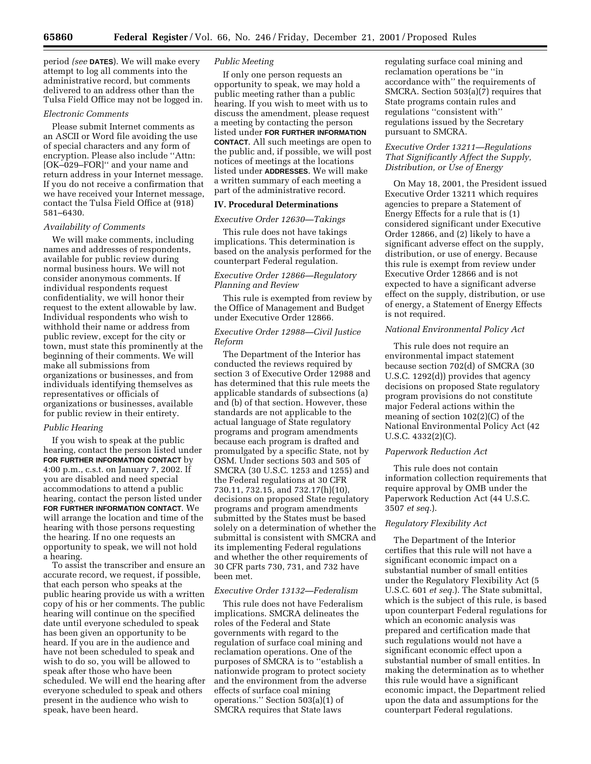period (*see* **DATES**). We will make every attempt to log all comments into the administrative record, but comments delivered to an address other than the Tulsa Field Office may not be logged in.

*Electronic Comments*

Please submit Internet comments as an ASCII or Word file avoiding the use of special characters and any form of encryption. Please also include ''Attn: [OK–029–FOR]'' and your name and return address in your Internet message. If you do not receive a confirmation that we have received your Internet message, contact the Tulsa Field Office at (918) 581–6430.

*Availability of Comments*

We will make comments, including names and addresses of respondents, available for public review during normal business hours. We will not consider anonymous comments. If individual respondents request confidentiality, we will honor their request to the extent allowable by law. Individual respondents who wish to withhold their name or address from public review, except for the city or town, must state this prominently at the beginning of their comments. We will make all submissions from organizations or businesses, and from individuals identifying themselves as representatives or officials of organizations or businesses, available for public review in their entirety.

*Public Hearing*

If you wish to speak at the public hearing, contact the person listed under **FOR FURTHER INFORMATION CONTACT** by 4:00 p.m., c.s.t. on January 7, 2002. If you are disabled and need special accommodations to attend a public hearing, contact the person listed under **FOR FURTHER INFORMATION CONTACT**. We will arrange the location and time of the hearing with those persons requesting the hearing. If no one requests an opportunity to speak, we will not hold a hearing.

To assist the transcriber and ensure an accurate record, we request, if possible, that each person who speaks at the public hearing provide us with a written copy of his or her comments. The public hearing will continue on the specified date until everyone scheduled to speak has been given an opportunity to be heard. If you are in the audience and have not been scheduled to speak and wish to do so, you will be allowed to speak after those who have been scheduled. We will end the hearing after everyone scheduled to speak and others present in the audience who wish to speak, have been heard.

*Public Meeting*

If only one person requests an opportunity to speak, we may hold a public meeting rather than a public hearing. If you wish to meet with us to discuss the amendment, please request a meeting by contacting the person listed under **FOR FURTHER INFORMATION CONTACT**. All such meetings are open to the public and, if possible, we will post notices of meetings at the locations listed under **ADDRESSES**. We will make a written summary of each meeting a part of the administrative record.

## IV. Procedural Determinations

*Executive Order 12630—Takings*

This rule does not have takings implications. This determination is based on the analysis performed for the counterpart Federal regulation.

*Executive Order 12866—Regulatory Planning and Review*

This rule is exempted from review by the Office of Management and Budget under Executive Order 12866.

*Executive Order 12988—Civil Justice Reform*

The Department of the Interior has conducted the reviews required by section 3 of Executive Order 12988 and has determined that this rule meets the applicable standards of subsections (a) and (b) of that section. However, these standards are not applicable to the actual language of State regulatory programs and program amendments because each program is drafted and promulgated by a specific State, not by OSM. Under sections 503 and 505 of SMCRA (30 U.S.C. 1253 and 1255) and the Federal regulations at 30 CFR 730.11, 732.15, and 732.17(h)(10), decisions on proposed State regulatory programs and program amendments submitted by the States must be based solely on a determination of whether the submittal is consistent with SMCRA and its implementing Federal regulations and whether the other requirements of 30 CFR parts 730, 731, and 732 have been met.

*Executive Order 13132—Federalism*

This rule does not have Federalism implications. SMCRA delineates the roles of the Federal and State governments with regard to the regulation of surface coal mining and reclamation operations. One of the purposes of SMCRA is to ''establish a nationwide program to protect society and the environment from the adverse effects of surface coal mining operations.'' Section 503(a)(1) of SMCRA requires that State laws regulating surface coal mining and reclamation operations be ''in accordance with'' the requirements of SMCRA. Section 503(a)(7) requires that State programs contain rules and regulations ''consistent with'' regulations issued by the Secretary pursuant to SMCRA.

*Executive Order 13211—Regulations That Significantly Affect the Supply, Distribution, or Use of Energy*

On May 18, 2001, the President issued Executive Order 13211 which requires agencies to prepare a Statement of Energy Effects for a rule that is (1) considered significant under Executive Order 12866, and (2) likely to have a significant adverse effect on the supply, distribution, or use of energy. Because this rule is exempt from review under Executive Order 12866 and is not expected to have a significant adverse effect on the supply, distribution, or use of energy, a Statement of Energy Effects is not required.

*National Environmental Policy Act*

This rule does not require an environmental impact statement because section 702(d) of SMCRA (30 U.S.C. 1292(d)) provides that agency decisions on proposed State regulatory program provisions do not constitute major Federal actions within the meaning of section 102(2)(C) of the National Environmental Policy Act (42 U.S.C. 4332(2)(C).

*Paperwork Reduction Act*

This rule does not contain information collection requirements that require approval by OMB under the Paperwork Reduction Act (44 U.S.C. 3507 *et seq.*).

*Regulatory Flexibility Act*

The Department of the Interior certifies that this rule will not have a significant economic impact on a substantial number of small entities under the Regulatory Flexibility Act (5 U.S.C. 601 *et seq.*). The State submittal, which is the subject of this rule, is based upon counterpart Federal regulations for which an economic analysis was prepared and certification made that such regulations would not have a significant economic effect upon a substantial number of small entities. In making the determination as to whether this rule would have a significant economic impact, the Department relied upon the data and assumptions for the counterpart Federal regulations.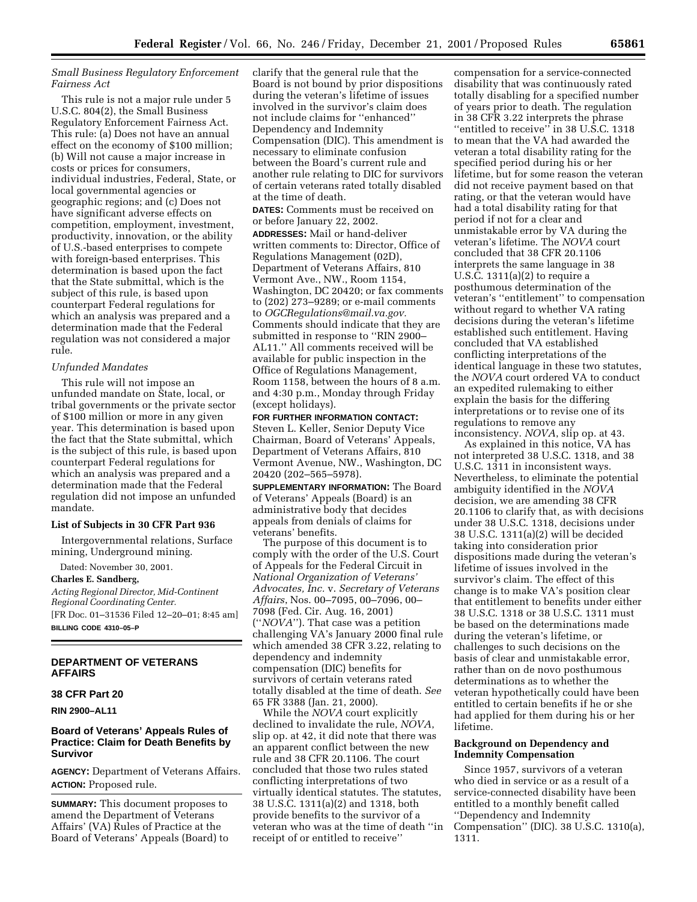*Small Business Regulatory Enforcement Fairness Act*

This rule is not a major rule under 5 U.S.C. 804(2), the Small Business Regulatory Enforcement Fairness Act. This rule: (a) Does not have an annual effect on the economy of $100 million; (b) Will not cause a major increase in costs or prices for consumers, individual industries, Federal, State, or local governmental agencies or geographic regions; and (c) Does not have significant adverse effects on competition, employment, investment, productivity, innovation, or the ability of U.S.-based enterprises to compete with foreign-based enterprises. This determination is based upon the fact that the State submittal, which is the subject of this rule, is based upon counterpart Federal regulations for which an analysis was prepared and a determination made that the Federal regulation was not considered a major rule.

*Unfunded Mandates*

This rule will not impose an unfunded mandate on State, local, or tribal governments or the private sector of $100 million or more in any given year. This determination is based upon the fact that the State submittal, which is the subject of this rule, is based upon counterpart Federal regulations for which an analysis was prepared and a determination made that the Federal regulation did not impose an unfunded mandate.

**List of Subjects in 30 CFR Part 936**

Intergovernmental relations, Surface mining, Underground mining.

Dated: November 30, 2001.

**Charles E. Sandberg,**

*Acting Regional Director, Mid-Continent Regional Coordinating Center.*

[FR Doc. 01–31536 Filed 12–20–01; 8:45 am]

**BILLING CODE 4310–05–P**

## DEPARTMENT OF VETERANS AFFAIRS

### 38 CFR Part 20

**RIN 2900–AL11**

### Board of Veterans' Appeals Rules of Practice: Claim for Death Benefits by Survivor

**AGENCY:** Department of Veterans Affairs.

**ACTION:** Proposed rule.

**SUMMARY:** This document proposes to amend the Department of Veterans Affairs' (VA) Rules of Practice at the Board of Veterans' Appeals (Board) to clarify that the general rule that the Board is not bound by prior dispositions during the veteran's lifetime of issues involved in the survivor's claim does not include claims for ''enhanced'' Dependency and Indemnity Compensation (DIC). This amendment is necessary to eliminate confusion between the Board's current rule and another rule relating to DIC for survivors of certain veterans rated totally disabled at the time of death.

**DATES:** Comments must be received on or before January 22, 2002.

**ADDRESSES:** Mail or hand-deliver written comments to: Director, Office of Regulations Management (02D), Department of Veterans Affairs, 810 Vermont Ave., NW., Room 1154, Washington, DC 20420; or fax comments to (202) 273–9289; or e-mail comments to *OGCRegulations@mail.va.gov.* Comments should indicate that they are submitted in response to ''RIN 2900–AL11.'' All comments received will be available for public inspection in the Office of Regulations Management, Room 1158, between the hours of 8 a.m. and 4:30 p.m., Monday through Friday (except holidays).

**FOR FURTHER INFORMATION CONTACT:** Steven L. Keller, Senior Deputy Vice Chairman, Board of Veterans' Appeals, Department of Veterans Affairs, 810 Vermont Avenue, NW., Washington, DC 20420 (202–565–5978).

**SUPPLEMENTARY INFORMATION:** The Board of Veterans' Appeals (Board) is an administrative body that decides appeals from denials of claims for veterans' benefits.

The purpose of this document is to comply with the order of the U.S. Court of Appeals for the Federal Circuit in *National Organization of Veterans' Advocates, Inc.* v. *Secretary of Veterans Affairs*, Nos. 00–7095, 00–7096, 00–7098 (Fed. Cir. Aug. 16, 2001) (''*NOVA*''). That case was a petition challenging VA's January 2000 final rule which amended 38 CFR 3.22, relating to dependency and indemnity compensation (DIC) benefits for survivors of certain veterans rated totally disabled at the time of death. *See* 65 FR 3388 (Jan. 21, 2000).

While the *NOVA* court explicitly declined to invalidate the rule, *NOVA*, slip op. at 42, it did note that there was an apparent conflict between the new rule and 38 CFR 20.1106. The court concluded that those two rules stated conflicting interpretations of two virtually identical statutes. The statutes, 38 U.S.C. 1311(a)(2) and 1318, both provide benefits to the survivor of a veteran who was at the time of death ''in receipt of or entitled to receive'' compensation for a service-connected disability that was continuously rated totally disabling for a specified number of years prior to death. The regulation in 38 CFR 3.22 interprets the phrase ''entitled to receive'' in 38 U.S.C. 1318 to mean that the VA had awarded the veteran a total disability rating for the specified period during his or her lifetime, but for some reason the veteran did not receive payment based on that rating, or that the veteran would have had a total disability rating for that period if not for a clear and unmistakable error by VA during the veteran's lifetime. The *NOVA* court concluded that 38 CFR 20.1106 interprets the same language in 38 U.S.C. 1311(a)(2) to require a posthumous determination of the veteran's ''entitlement'' to compensation without regard to whether VA rating decisions during the veteran's lifetime established such entitlement. Having concluded that VA established conflicting interpretations of the identical language in these two statutes, the *NOVA* court ordered VA to conduct an expedited rulemaking to either explain the basis for the differing interpretations or to revise one of its regulations to remove any inconsistency. *NOVA*, slip op. at 43.

As explained in this notice, VA has not interpreted 38 U.S.C. 1318, and 38 U.S.C. 1311 in inconsistent ways. Nevertheless, to eliminate the potential ambiguity identified in the *NOVA* decision, we are amending 38 CFR 20.1106 to clarify that, as with decisions under 38 U.S.C. 1318, decisions under 38 U.S.C. 1311(a)(2) will be decided taking into consideration prior dispositions made during the veteran's lifetime of issues involved in the survivor's claim. The effect of this change is to make VA's position clear that entitlement to benefits under either 38 U.S.C. 1318 or 38 U.S.C. 1311 must be based on the determinations made during the veteran's lifetime, or challenges to such decisions on the basis of clear and unmistakable error, rather than on de novo posthumous determinations as to whether the veteran hypothetically could have been entitled to certain benefits if he or she had applied for them during his or her lifetime.

**Background on Dependency and Indemnity Compensation**

Since 1957, survivors of a veteran who died in service or as a result of a service-connected disability have been entitled to a monthly benefit called ''Dependency and Indemnity Compensation'' (DIC). 38 U.S.C. 1310(a), 1311.